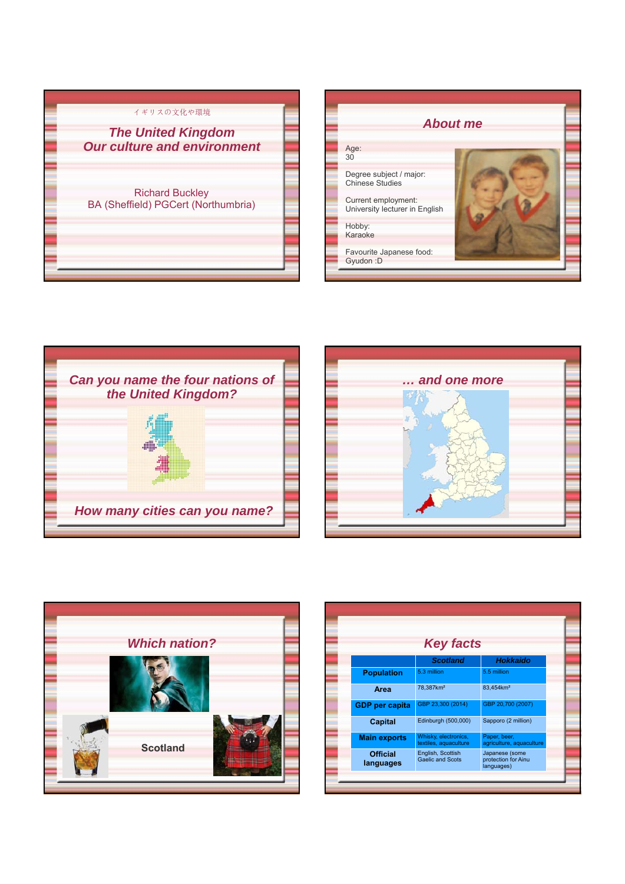イギリスの文化や環境

# The United Kingdom
# Our culture and environment

Richard Buckley
BA (Sheffield) PGCert (Northumbria)

## About me

Age:
30

Degree subject / major:
Chinese Studies

Current employment:
University lecturer in English

Hobby:
Karaoke

Favourite Japanese food:
Gyudon :D

## Can you name the four nations of the United Kingdom?

## How many cities can you name?

## … and one more

## Which nation?

Scotland

## Key facts

| | Scotland | Hokkaido |
|---|---|---|
| **Population** | 5.3 million | 5.5 million |
| **Area** | 78,387km² | 83,454km² |
| **GDP per capita** | GBP 23,300 (2014) | GBP 20,700 (2007) |
| **Capital** | Edinburgh (500,000) | Sapporo (2 million) |
| **Main exports** | Whisky, electronics, textiles, aquaculture | Paper, beer, agriculture, aquaculture |
| **Official languages** | English, Scottish Gaelic and Scots | Japanese (some protection for Ainu languages) |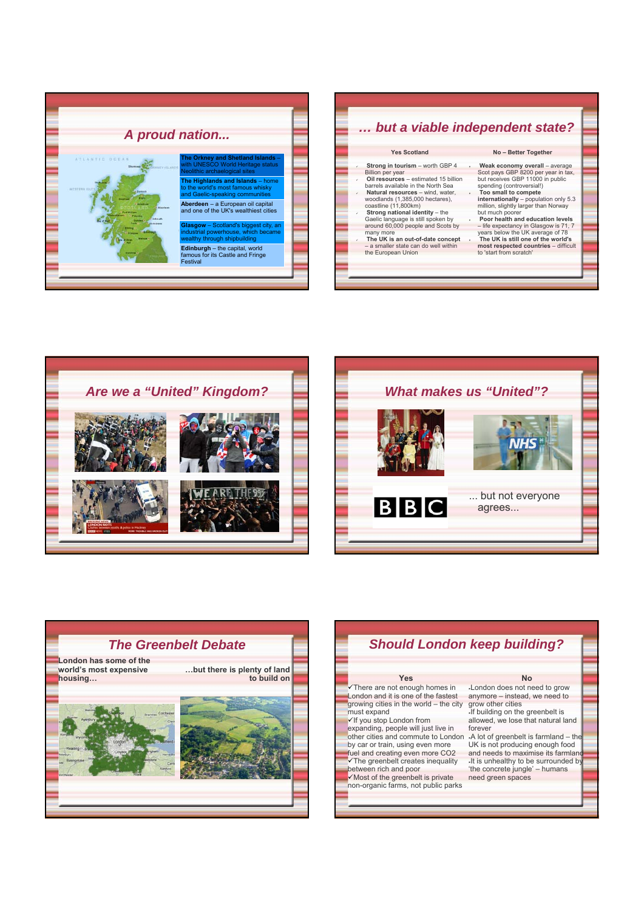## A proud nation...

**The Orkney and Shetland Islands** – with UNESCO World Heritage status Neolithic archaeological sites

**The Highlands and Islands** – home to the world's most famous whisky and Gaelic-speaking communities

**Aberdeen** – a European oil capital and one of the UK's wealthiest cities

**Glasgow** – Scotland's biggest city, an industrial powerhouse, which became wealthy through shipbuilding

**Edinburgh** – the capital, world famous for its Castle and Fringe Festival

## ... but a viable independent state?

**Yes Scotland**

- **Strong in tourism** – worth GBP 4 Billion per year
- **Oil resources** – estimated 15 billion barrels available in the North Sea
- **Natural resources** – wind, water, woodlands (1,385,000 hectares), coastline (11,800km)
- **Strong national identity** – the Gaelic language is still spoken by around 60,000 people and Scots by many more
- **The UK is an out-of-date concept** – a smaller state can do well within the European Union

**No – Better Together**

- **Weak economy overall** – average Scot pays GBP 8200 per year in tax, but receives GBP 11000 in public spending (controversial!)
- **Too small to compete internationally** – population only 5.3 million, slightly larger than Norway but much poorer
- **Poor health and education levels** – life expectancy in Glasgow is 71, 7 years below the UK average of 78
- **The UK is still one of the world's most respected countries** – difficult to 'start from scratch'

## Are we a "United" Kingdom?

## What makes us "United"?

... but not everyone agrees...

## The Greenbelt Debate

**London has some of the world's most expensive housing…**

**…but there is plenty of land to build on**

## Should London keep building?

**Yes**

- ✓There are not enough homes in London and it is one of the fastest growing cities in the world – the city must expand
- ✓If you stop London from expanding, people will just live in other cities and commute to London by car or train, using even more fuel and creating even more CO2
- ✓The greenbelt creates inequality between rich and poor
- ✓Most of the greenbelt is private non-organic farms, not public parks

**No**

- -London does not need to grow anymore – instead, we need to grow other cities
- -If building on the greenbelt is allowed, we lose that natural land forever
- -A lot of greenbelt is farmland – the UK is not producing enough food and needs to maximise its farmland
- -It is unhealthy to be surrounded by 'the concrete jungle' – humans need green spaces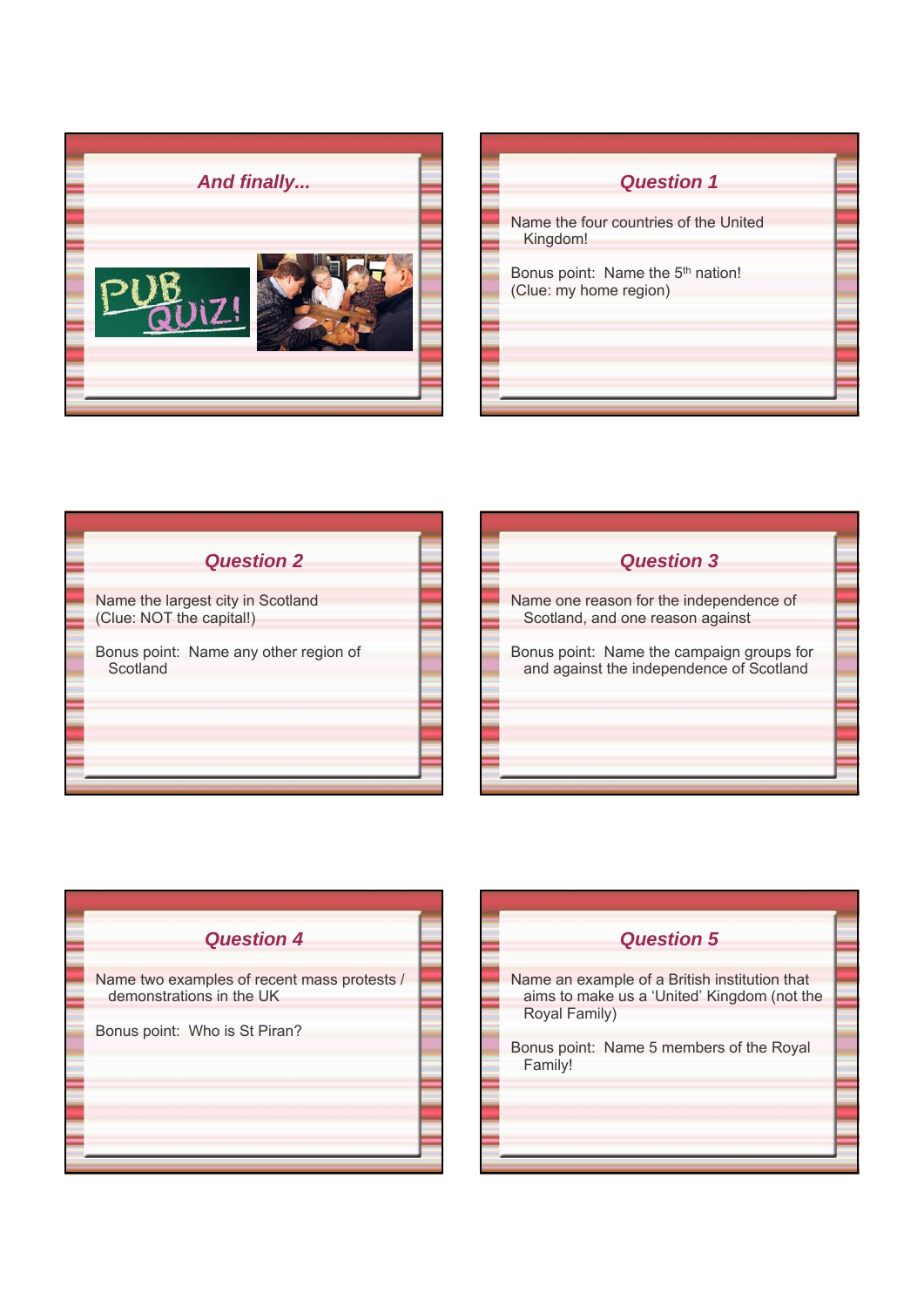## *And finally...*

## *Question 1*

Name the four countries of the United Kingdom!

Bonus point: Name the 5th nation!
(Clue: my home region)

## *Question 2*

Name the largest city in Scotland
(Clue: NOT the capital!)

Bonus point: Name any other region of Scotland

## *Question 3*

Name one reason for the independence of Scotland, and one reason against

Bonus point: Name the campaign groups for and against the independence of Scotland

## *Question 4*

Name two examples of recent mass protests / demonstrations in the UK

Bonus point: Who is St Piran?

## *Question 5*

Name an example of a British institution that aims to make us a 'United' Kingdom (not the Royal Family)

Bonus point: Name 5 members of the Royal Family!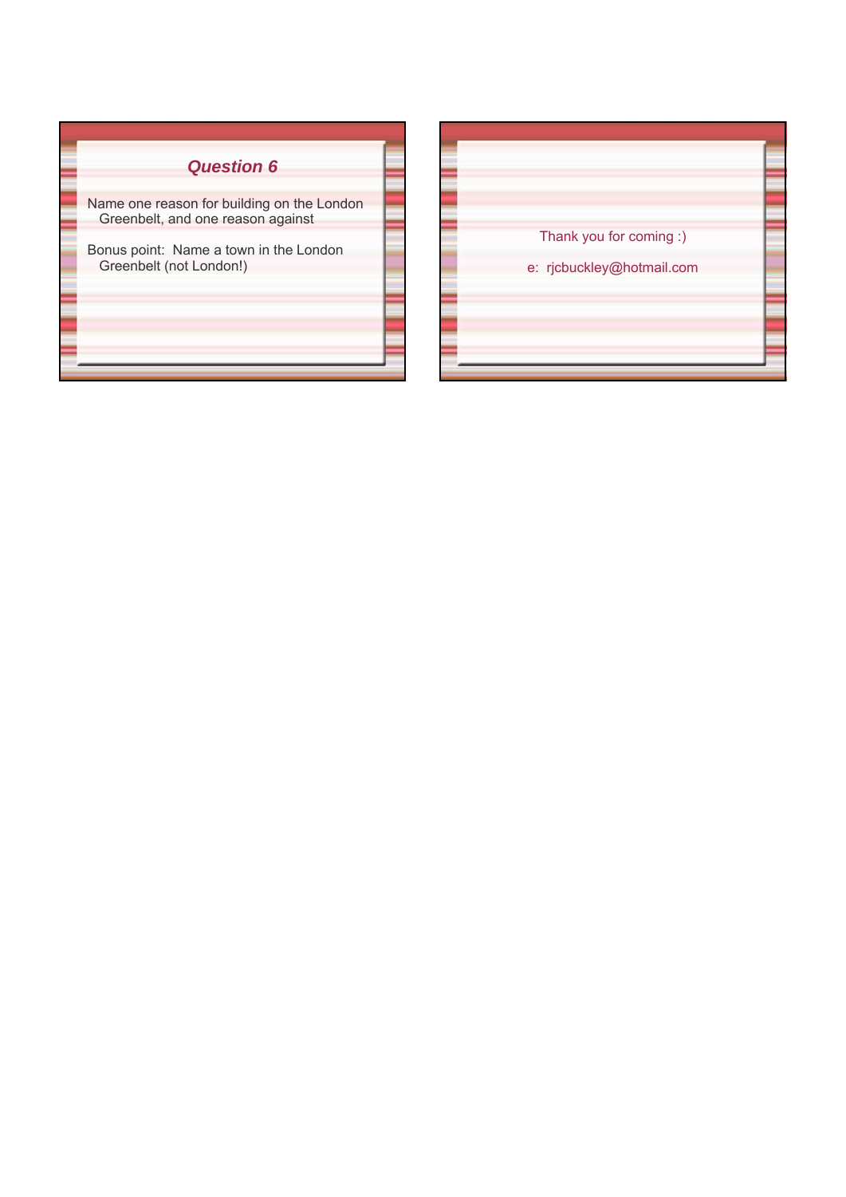## *Question 6*

Name one reason for building on the London Greenbelt, and one reason against

Bonus point: Name a town in the London Greenbelt (not London!)

Thank you for coming :)

e: rjcbuckley@hotmail.com